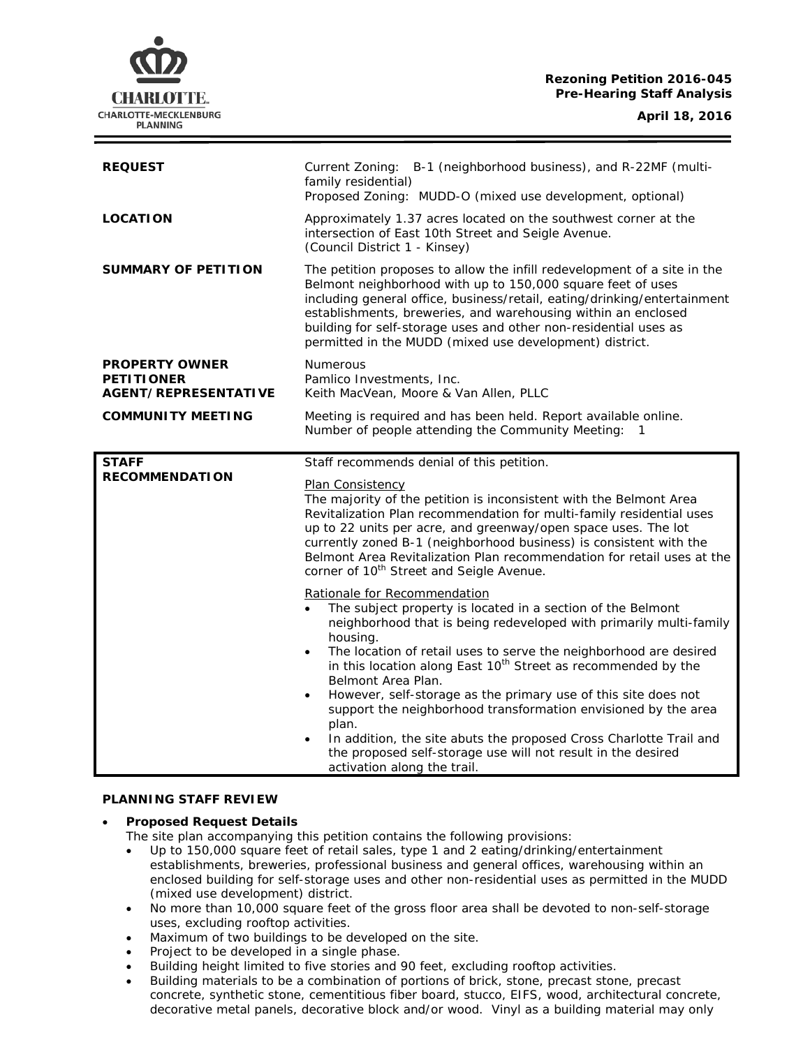**Rezoning Petition 2016-045**
**Pre-Hearing Staff Analysis**

**April 18, 2016**

| | |
|---|---|
| **REQUEST** | Current Zoning: B-1 (neighborhood business), and R-22MF (multi-family residential)<br>Proposed Zoning: MUDD-O (mixed use development, optional) |
| **LOCATION** | Approximately 1.37 acres located on the southwest corner at the intersection of East 10th Street and Seigle Avenue.<br>(Council District 1 - Kinsey) |
| **SUMMARY OF PETITION** | The petition proposes to allow the infill redevelopment of a site in the Belmont neighborhood with up to 150,000 square feet of uses including general office, business/retail, eating/drinking/entertainment establishments, breweries, and warehousing within an enclosed building for self-storage uses and other non-residential uses as permitted in the MUDD (mixed use development) district. |
| **PROPERTY OWNER**<br>**PETITIONER**<br>**AGENT/REPRESENTATIVE** | Numerous<br>Pamlico Investments, Inc.<br>Keith MacVean, Moore & Van Allen, PLLC |
| **COMMUNITY MEETING** | Meeting is required and has been held. Report available online.<br>Number of people attending the Community Meeting: 1 |

| | |
|---|---|
| **STAFF RECOMMENDATION** | Staff recommends denial of this petition.<br><br>Plan Consistency<br>The majority of the petition is inconsistent with the Belmont Area Revitalization Plan recommendation for multi-family residential uses up to 22 units per acre, and greenway/open space uses. The lot currently zoned B-1 (neighborhood business) is consistent with the Belmont Area Revitalization Plan recommendation for retail uses at the corner of 10th Street and Seigle Avenue.<br><br>Rationale for Recommendation<br>• The subject property is located in a section of the Belmont neighborhood that is being redeveloped with primarily multi-family housing.<br>• The location of retail uses to serve the neighborhood are desired in this location along East 10th Street as recommended by the Belmont Area Plan.<br>• However, self-storage as the primary use of this site does not support the neighborhood transformation envisioned by the area plan.<br>• In addition, the site abuts the proposed Cross Charlotte Trail and the proposed self-storage use will not result in the desired activation along the trail. |

## PLANNING STAFF REVIEW

- **Proposed Request Details**

  The site plan accompanying this petition contains the following provisions:
  - Up to 150,000 square feet of retail sales, type 1 and 2 eating/drinking/entertainment establishments, breweries, professional business and general offices, warehousing within an enclosed building for self-storage uses and other non-residential uses as permitted in the MUDD (mixed use development) district.
  - No more than 10,000 square feet of the gross floor area shall be devoted to non-self-storage uses, excluding rooftop activities.
  - Maximum of two buildings to be developed on the site.
  - Project to be developed in a single phase.
  - Building height limited to five stories and 90 feet, excluding rooftop activities.
  - Building materials to be a combination of portions of brick, stone, precast stone, precast concrete, synthetic stone, cementitious fiber board, stucco, EIFS, wood, architectural concrete, decorative metal panels, decorative block and/or wood. Vinyl as a building material may only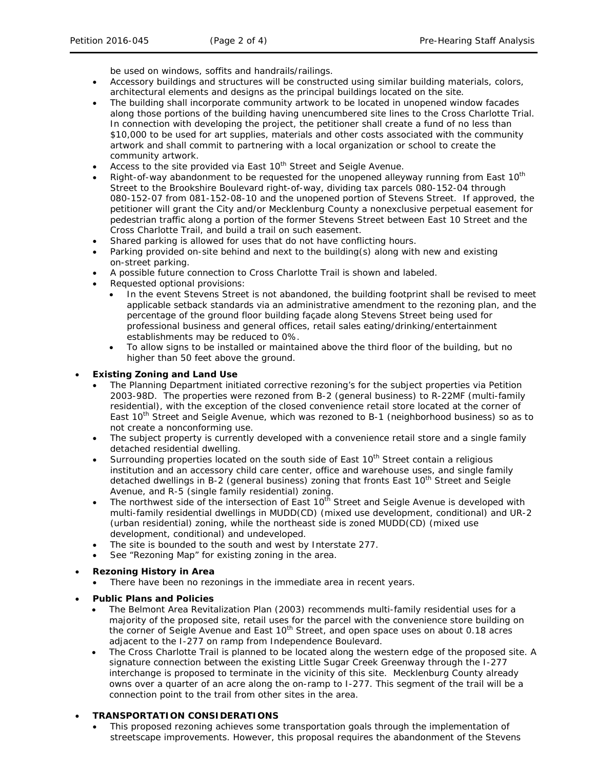be used on windows, soffits and handrails/railings.

- Accessory buildings and structures will be constructed using similar building materials, colors, architectural elements and designs as the principal buildings located on the site.
- The building shall incorporate community artwork to be located in unopened window facades along those portions of the building having unencumbered site lines to the Cross Charlotte Trial. In connection with developing the project, the petitioner shall create a fund of no less than $10,000 to be used for art supplies, materials and other costs associated with the community artwork and shall commit to partnering with a local organization or school to create the community artwork.
- Access to the site provided via East 10th Street and Seigle Avenue.
- Right-of-way abandonment to be requested for the unopened alleyway running from East 10th Street to the Brookshire Boulevard right-of-way, dividing tax parcels 080-152-04 through 080-152-07 from 081-152-08-10 and the unopened portion of Stevens Street. If approved, the petitioner will grant the City and/or Mecklenburg County a nonexclusive perpetual easement for pedestrian traffic along a portion of the former Stevens Street between East 10 Street and the Cross Charlotte Trail, and build a trail on such easement.
- Shared parking is allowed for uses that do not have conflicting hours.
- Parking provided on-site behind and next to the building(s) along with new and existing on-street parking.
- A possible future connection to Cross Charlotte Trail is shown and labeled.
- Requested optional provisions:
  - In the event Stevens Street is not abandoned, the building footprint shall be revised to meet applicable setback standards via an administrative amendment to the rezoning plan, and the percentage of the ground floor building façade along Stevens Street being used for professional business and general offices, retail sales eating/drinking/entertainment establishments may be reduced to 0%.
  - To allow signs to be installed or maintained above the third floor of the building, but no higher than 50 feet above the ground.

- **Existing Zoning and Land Use**
  - The Planning Department initiated corrective rezoning's for the subject properties via Petition 2003-98D. The properties were rezoned from B-2 (general business) to R-22MF (multi-family residential), with the exception of the closed convenience retail store located at the corner of East 10th Street and Seigle Avenue, which was rezoned to B-1 (neighborhood business) so as to not create a nonconforming use.
  - The subject property is currently developed with a convenience retail store and a single family detached residential dwelling.
  - Surrounding properties located on the south side of East 10th Street contain a religious institution and an accessory child care center, office and warehouse uses, and single family detached dwellings in B-2 (general business) zoning that fronts East 10th Street and Seigle Avenue, and R-5 (single family residential) zoning.
  - The northwest side of the intersection of East 10th Street and Seigle Avenue is developed with multi-family residential dwellings in MUDD(CD) (mixed use development, conditional) and UR-2 (urban residential) zoning, while the northeast side is zoned MUDD(CD) (mixed use development, conditional) and undeveloped.
  - The site is bounded to the south and west by Interstate 277.
  - See "Rezoning Map" for existing zoning in the area.

- **Rezoning History in Area**
  - There have been no rezonings in the immediate area in recent years.

- **Public Plans and Policies**
  - The Belmont Area Revitalization Plan (2003) recommends multi-family residential uses for a majority of the proposed site, retail uses for the parcel with the convenience store building on the corner of Seigle Avenue and East 10th Street, and open space uses on about 0.18 acres adjacent to the I-277 on ramp from Independence Boulevard.
  - The Cross Charlotte Trail is planned to be located along the western edge of the proposed site. A signature connection between the existing Little Sugar Creek Greenway through the I-277 interchange is proposed to terminate in the vicinity of this site. Mecklenburg County already owns over a quarter of an acre along the on-ramp to I-277. This segment of the trail will be a connection point to the trail from other sites in the area.

- **TRANSPORTATION CONSIDERATIONS**
  - This proposed rezoning achieves some transportation goals through the implementation of streetscape improvements. However, this proposal requires the abandonment of the Stevens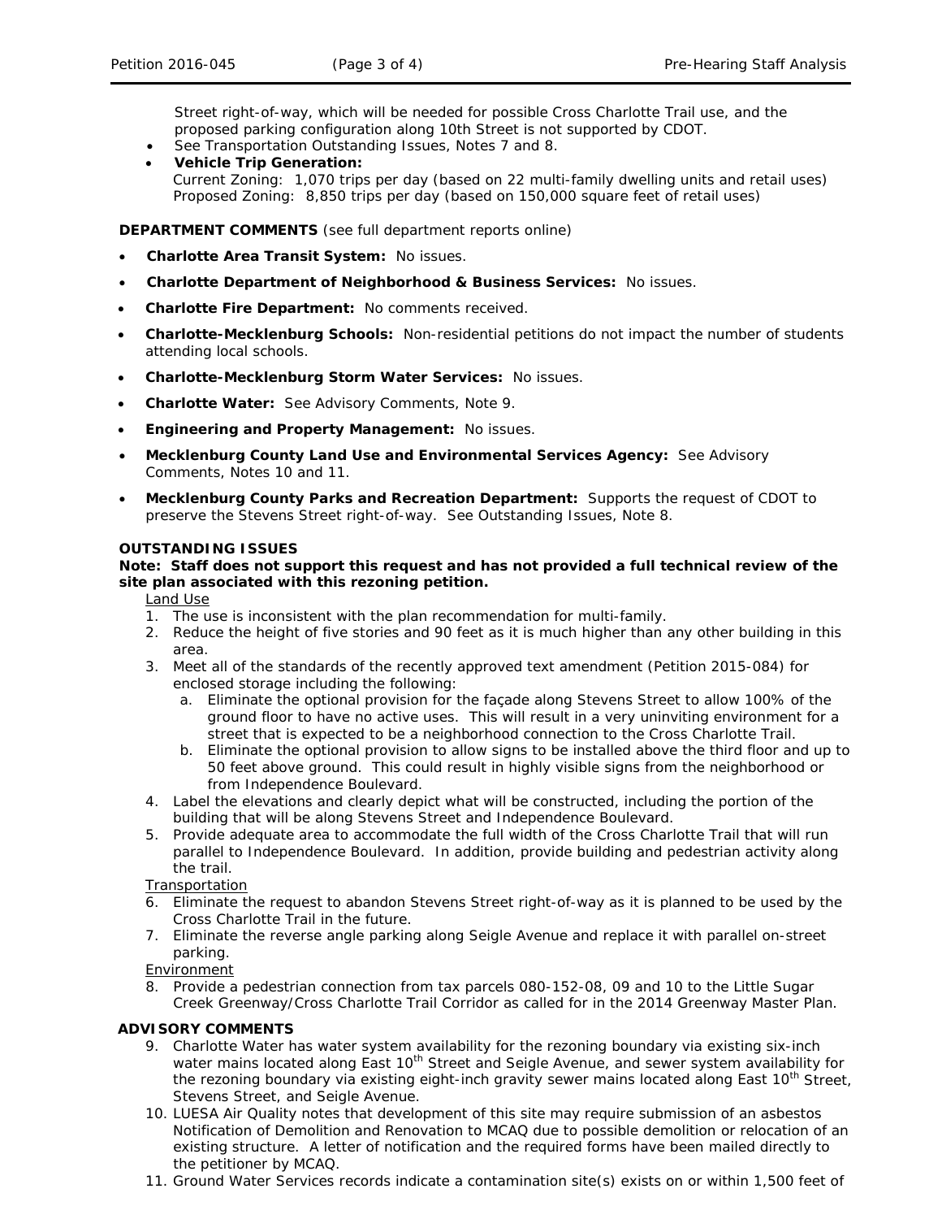Street right-of-way, which will be needed for possible Cross Charlotte Trail use, and the proposed parking configuration along 10th Street is not supported by CDOT.

- See Transportation Outstanding Issues, Notes 7 and 8.
- **Vehicle Trip Generation:**
  Current Zoning: 1,070 trips per day (based on 22 multi-family dwelling units and retail uses)
  Proposed Zoning: 8,850 trips per day (based on 150,000 square feet of retail uses)

**DEPARTMENT COMMENTS** (see full department reports online)

- **Charlotte Area Transit System:** No issues.
- **Charlotte Department of Neighborhood & Business Services:** No issues.
- **Charlotte Fire Department:** No comments received.
- **Charlotte-Mecklenburg Schools:** Non-residential petitions do not impact the number of students attending local schools.
- **Charlotte-Mecklenburg Storm Water Services:** No issues.
- **Charlotte Water:** See Advisory Comments, Note 9.
- **Engineering and Property Management:** No issues.
- **Mecklenburg County Land Use and Environmental Services Agency:** See Advisory Comments, Notes 10 and 11.
- **Mecklenburg County Parks and Recreation Department:** Supports the request of CDOT to preserve the Stevens Street right-of-way. See Outstanding Issues, Note 8.

**OUTSTANDING ISSUES**

**Note: Staff does not support this request and has not provided a full technical review of the site plan associated with this rezoning petition.**

Land Use

1. The use is inconsistent with the plan recommendation for multi-family.
2. Reduce the height of five stories and 90 feet as it is much higher than any other building in this area.
3. Meet all of the standards of the recently approved text amendment (Petition 2015-084) for enclosed storage including the following:
   a. Eliminate the optional provision for the façade along Stevens Street to allow 100% of the ground floor to have no active uses. This will result in a very uninviting environment for a street that is expected to be a neighborhood connection to the Cross Charlotte Trail.
   b. Eliminate the optional provision to allow signs to be installed above the third floor and up to 50 feet above ground. This could result in highly visible signs from the neighborhood or from Independence Boulevard.
4. Label the elevations and clearly depict what will be constructed, including the portion of the building that will be along Stevens Street and Independence Boulevard.
5. Provide adequate area to accommodate the full width of the Cross Charlotte Trail that will run parallel to Independence Boulevard. In addition, provide building and pedestrian activity along the trail.

Transportation

6. Eliminate the request to abandon Stevens Street right-of-way as it is planned to be used by the Cross Charlotte Trail in the future.
7. Eliminate the reverse angle parking along Seigle Avenue and replace it with parallel on-street parking.

Environment

8. Provide a pedestrian connection from tax parcels 080-152-08, 09 and 10 to the Little Sugar Creek Greenway/Cross Charlotte Trail Corridor as called for in the 2014 Greenway Master Plan.

**ADVISORY COMMENTS**

9. Charlotte Water has water system availability for the rezoning boundary via existing six-inch water mains located along East 10th Street and Seigle Avenue, and sewer system availability for the rezoning boundary via existing eight-inch gravity sewer mains located along East 10th Street, Stevens Street, and Seigle Avenue.
10. LUESA Air Quality notes that development of this site may require submission of an asbestos Notification of Demolition and Renovation to MCAQ due to possible demolition or relocation of an existing structure. A letter of notification and the required forms have been mailed directly to the petitioner by MCAQ.
11. Ground Water Services records indicate a contamination site(s) exists on or within 1,500 feet of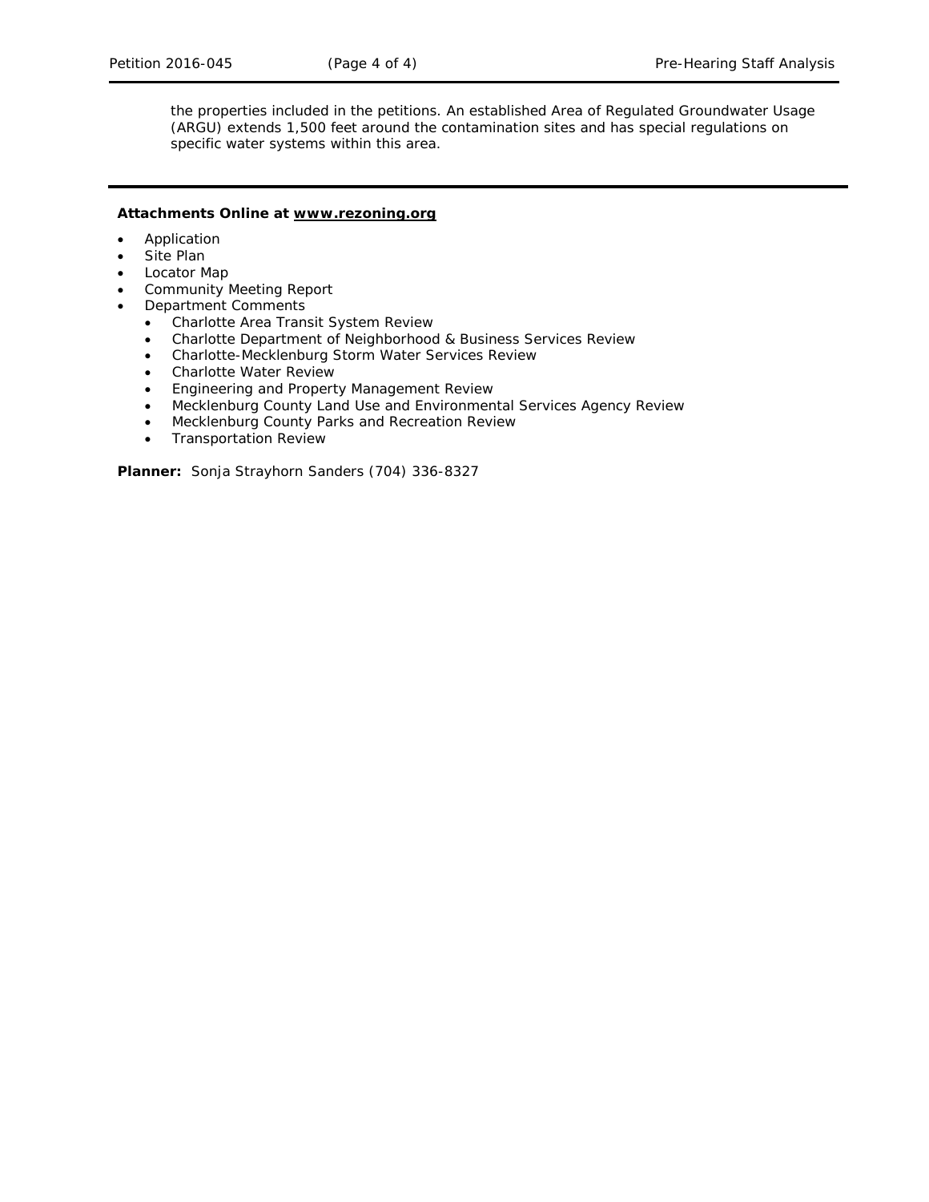the properties included in the petitions. An established Area of Regulated Groundwater Usage (ARGU) extends 1,500 feet around the contamination sites and has special regulations on specific water systems within this area.

---

**Attachments Online at www.rezoning.org**

- Application
- Site Plan
- Locator Map
- Community Meeting Report
- Department Comments
  - Charlotte Area Transit System Review
  - Charlotte Department of Neighborhood & Business Services Review
  - Charlotte-Mecklenburg Storm Water Services Review
  - Charlotte Water Review
  - Engineering and Property Management Review
  - Mecklenburg County Land Use and Environmental Services Agency Review
  - Mecklenburg County Parks and Recreation Review
  - Transportation Review

**Planner:** Sonja Strayhorn Sanders (704) 336-8327